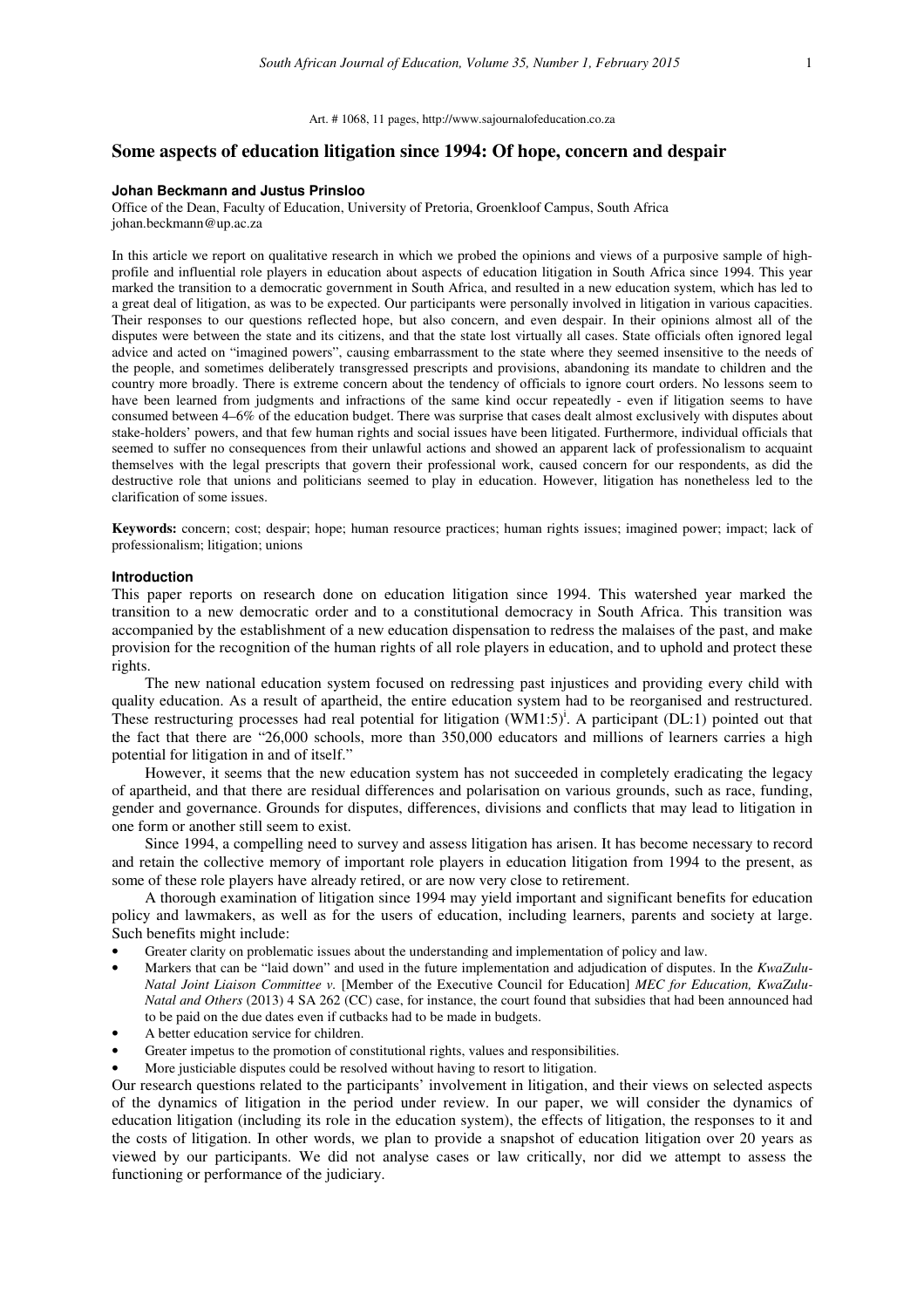Art. # 1068, 11 pages, http://www.sajournalofeducation.co.za

# Some aspects of education litigation since 1994: Of hope, concern and despair

**Johan Beckmann and Justus Prinsloo**

Office of the Dean, Faculty of Education, University of Pretoria, Groenkloof Campus, South Africa
johan.beckmann@up.ac.za

In this article we report on qualitative research in which we probed the opinions and views of a purposive sample of high-profile and influential role players in education about aspects of education litigation in South Africa since 1994. This year marked the transition to a democratic government in South Africa, and resulted in a new education system, which has led to a great deal of litigation, as was to be expected. Our participants were personally involved in litigation in various capacities. Their responses to our questions reflected hope, but also concern, and even despair. In their opinions almost all of the disputes were between the state and its citizens, and that the state lost virtually all cases. State officials often ignored legal advice and acted on "imagined powers", causing embarrassment to the state where they seemed insensitive to the needs of the people, and sometimes deliberately transgressed prescripts and provisions, abandoning its mandate to children and the country more broadly. There is extreme concern about the tendency of officials to ignore court orders. No lessons seem to have been learned from judgments and infractions of the same kind occur repeatedly - even if litigation seems to have consumed between 4–6% of the education budget. There was surprise that cases dealt almost exclusively with disputes about stake-holders' powers, and that few human rights and social issues have been litigated. Furthermore, individual officials that seemed to suffer no consequences from their unlawful actions and showed an apparent lack of professionalism to acquaint themselves with the legal prescripts that govern their professional work, caused concern for our respondents, as did the destructive role that unions and politicians seemed to play in education. However, litigation has nonetheless led to the clarification of some issues.

**Keywords:** concern; cost; despair; hope; human resource practices; human rights issues; imagined power; impact; lack of professionalism; litigation; unions

## Introduction

This paper reports on research done on education litigation since 1994. This watershed year marked the transition to a new democratic order and to a constitutional democracy in South Africa. This transition was accompanied by the establishment of a new education dispensation to redress the malaises of the past, and make provision for the recognition of the human rights of all role players in education, and to uphold and protect these rights.

The new national education system focused on redressing past injustices and providing every child with quality education. As a result of apartheid, the entire education system had to be reorganised and restructured. These restructuring processes had real potential for litigation (WM1:5)[i]. A participant (DL:1) pointed out that the fact that there are "26,000 schools, more than 350,000 educators and millions of learners carries a high potential for litigation in and of itself."

However, it seems that the new education system has not succeeded in completely eradicating the legacy of apartheid, and that there are residual differences and polarisation on various grounds, such as race, funding, gender and governance. Grounds for disputes, differences, divisions and conflicts that may lead to litigation in one form or another still seem to exist.

Since 1994, a compelling need to survey and assess litigation has arisen. It has become necessary to record and retain the collective memory of important role players in education litigation from 1994 to the present, as some of these role players have already retired, or are now very close to retirement.

A thorough examination of litigation since 1994 may yield important and significant benefits for education policy and lawmakers, as well as for the users of education, including learners, parents and society at large. Such benefits might include:

- Greater clarity on problematic issues about the understanding and implementation of policy and law.
- Markers that can be "laid down" and used in the future implementation and adjudication of disputes. In the *KwaZulu-Natal Joint Liaison Committee v.* [Member of the Executive Council for Education] *MEC for Education, KwaZulu-Natal and Others* (2013) 4 SA 262 (CC) case, for instance, the court found that subsidies that had been announced had to be paid on the due dates even if cutbacks had to be made in budgets.
- A better education service for children.
- Greater impetus to the promotion of constitutional rights, values and responsibilities.
- More justiciable disputes could be resolved without having to resort to litigation.

Our research questions related to the participants' involvement in litigation, and their views on selected aspects of the dynamics of litigation in the period under review. In our paper, we will consider the dynamics of education litigation (including its role in the education system), the effects of litigation, the responses to it and the costs of litigation. In other words, we plan to provide a snapshot of education litigation over 20 years as viewed by our participants. We did not analyse cases or law critically, nor did we attempt to assess the functioning or performance of the judiciary.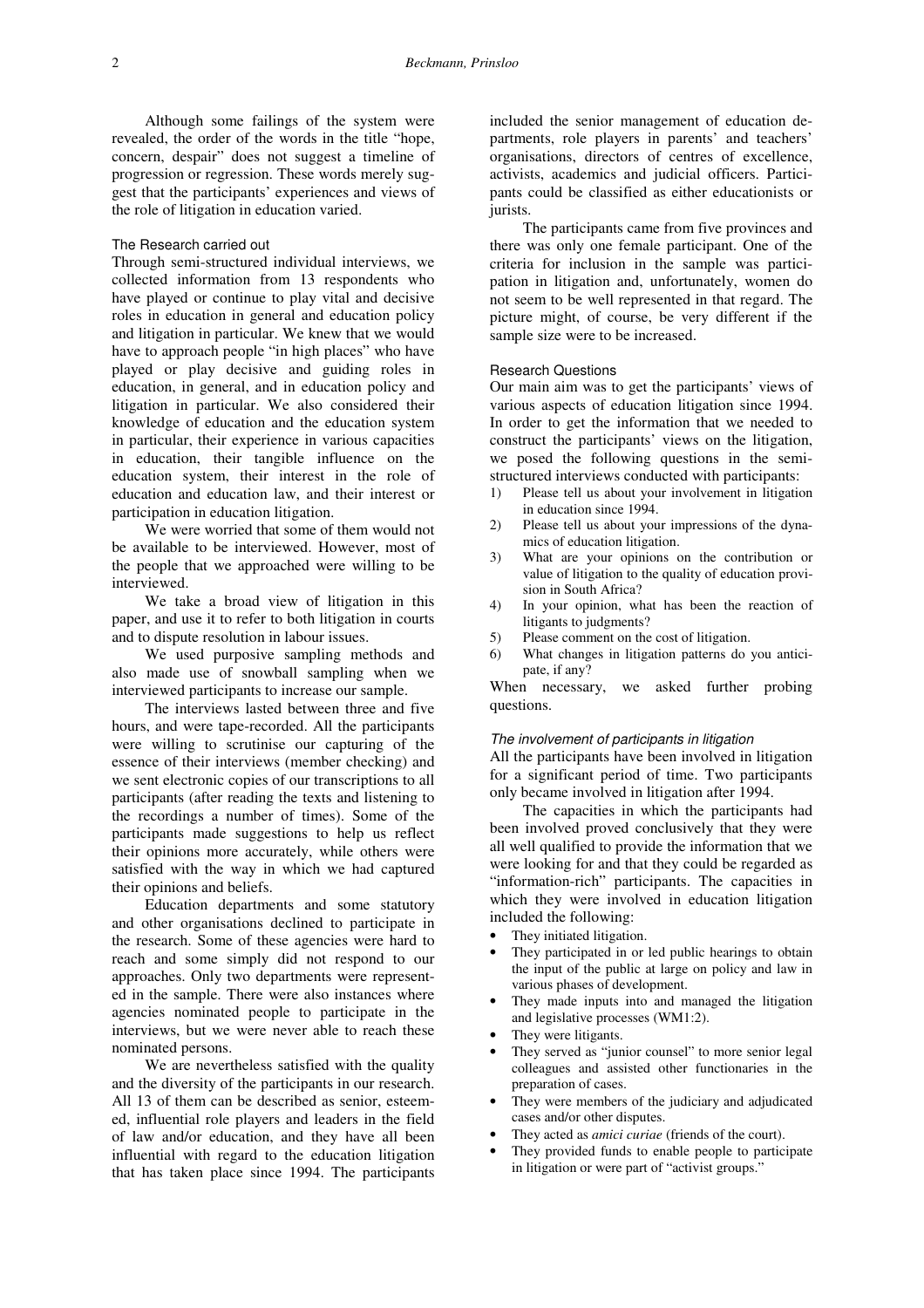Although some failings of the system were revealed, the order of the words in the title "hope, concern, despair" does not suggest a timeline of progression or regression. These words merely suggest that the participants' experiences and views of the role of litigation in education varied.

### The Research carried out

Through semi-structured individual interviews, we collected information from 13 respondents who have played or continue to play vital and decisive roles in education in general and education policy and litigation in particular. We knew that we would have to approach people "in high places" who have played or play decisive and guiding roles in education, in general, and in education policy and litigation in particular. We also considered their knowledge of education and the education system in particular, their experience in various capacities in education, their tangible influence on the education system, their interest in the role of education and education law, and their interest or participation in education litigation.

We were worried that some of them would not be available to be interviewed. However, most of the people that we approached were willing to be interviewed.

We take a broad view of litigation in this paper, and use it to refer to both litigation in courts and to dispute resolution in labour issues.

We used purposive sampling methods and also made use of snowball sampling when we interviewed participants to increase our sample.

The interviews lasted between three and five hours, and were tape-recorded. All the participants were willing to scrutinise our capturing of the essence of their interviews (member checking) and we sent electronic copies of our transcriptions to all participants (after reading the texts and listening to the recordings a number of times). Some of the participants made suggestions to help us reflect their opinions more accurately, while others were satisfied with the way in which we had captured their opinions and beliefs.

Education departments and some statutory and other organisations declined to participate in the research. Some of these agencies were hard to reach and some simply did not respond to our approaches. Only two departments were represented in the sample. There were also instances where agencies nominated people to participate in the interviews, but we were never able to reach these nominated persons.

We are nevertheless satisfied with the quality and the diversity of the participants in our research. All 13 of them can be described as senior, esteemed, influential role players and leaders in the field of law and/or education, and they have all been influential with regard to the education litigation that has taken place since 1994. The participants included the senior management of education departments, role players in parents' and teachers' organisations, directors of centres of excellence, activists, academics and judicial officers. Participants could be classified as either educationists or jurists.

The participants came from five provinces and there was only one female participant. One of the criteria for inclusion in the sample was participation in litigation and, unfortunately, women do not seem to be well represented in that regard. The picture might, of course, be very different if the sample size were to be increased.

### Research Questions

Our main aim was to get the participants' views of various aspects of education litigation since 1994. In order to get the information that we needed to construct the participants' views on the litigation, we posed the following questions in the semi-structured interviews conducted with participants:

1) Please tell us about your involvement in litigation in education since 1994.
2) Please tell us about your impressions of the dynamics of education litigation.
3) What are your opinions on the contribution or value of litigation to the quality of education provision in South Africa?
4) In your opinion, what has been the reaction of litigants to judgments?
5) Please comment on the cost of litigation.
6) What changes in litigation patterns do you anticipate, if any?

When necessary, we asked further probing questions.

#### *The involvement of participants in litigation*

All the participants have been involved in litigation for a significant period of time. Two participants only became involved in litigation after 1994.

The capacities in which the participants had been involved proved conclusively that they were all well qualified to provide the information that we were looking for and that they could be regarded as "information-rich" participants. The capacities in which they were involved in education litigation included the following:

- They initiated litigation.
- They participated in or led public hearings to obtain the input of the public at large on policy and law in various phases of development.
- They made inputs into and managed the litigation and legislative processes (WM1:2).
- They were litigants.
- They served as "junior counsel" to more senior legal colleagues and assisted other functionaries in the preparation of cases.
- They were members of the judiciary and adjudicated cases and/or other disputes.
- They acted as *amici curiae* (friends of the court).
- They provided funds to enable people to participate in litigation or were part of "activist groups."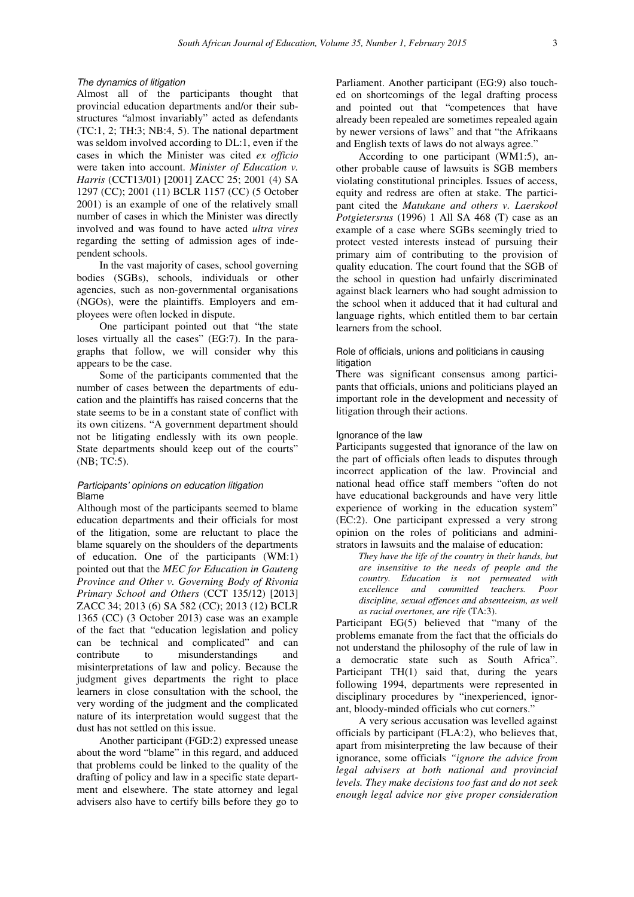### *The dynamics of litigation*

Almost all of the participants thought that provincial education departments and/or their substructures "almost invariably" acted as defendants (TC:1, 2; TH:3; NB:4, 5). The national department was seldom involved according to DL:1, even if the cases in which the Minister was cited *ex officio* were taken into account. *Minister of Education v. Harris* (CCT13/01) [2001] ZACC 25; 2001 (4) SA 1297 (CC); 2001 (11) BCLR 1157 (CC) (5 October 2001) is an example of one of the relatively small number of cases in which the Minister was directly involved and was found to have acted *ultra vires* regarding the setting of admission ages of independent schools.

In the vast majority of cases, school governing bodies (SGBs), schools, individuals or other agencies, such as non-governmental organisations (NGOs), were the plaintiffs. Employers and employees were often locked in dispute.

One participant pointed out that "the state loses virtually all the cases" (EG:7). In the paragraphs that follow, we will consider why this appears to be the case.

Some of the participants commented that the number of cases between the departments of education and the plaintiffs has raised concerns that the state seems to be in a constant state of conflict with its own citizens. "A government department should not be litigating endlessly with its own people. State departments should keep out of the courts" (NB; TC:5).

### *Participants' opinions on education litigation*

#### Blame

Although most of the participants seemed to blame education departments and their officials for most of the litigation, some are reluctant to place the blame squarely on the shoulders of the departments of education. One of the participants (WM:1) pointed out that the *MEC for Education in Gauteng Province and Other v. Governing Body of Rivonia Primary School and Others* (CCT 135/12) [2013] ZACC 34; 2013 (6) SA 582 (CC); 2013 (12) BCLR 1365 (CC) (3 October 2013) case was an example of the fact that "education legislation and policy can be technical and complicated" and can contribute to misunderstandings and misinterpretations of law and policy. Because the judgment gives departments the right to place learners in close consultation with the school, the very wording of the judgment and the complicated nature of its interpretation would suggest that the dust has not settled on this issue.

Another participant (FGD:2) expressed unease about the word "blame" in this regard, and adduced that problems could be linked to the quality of the drafting of policy and law in a specific state department and elsewhere. The state attorney and legal advisers also have to certify bills before they go to Parliament. Another participant (EG:9) also touched on shortcomings of the legal drafting process and pointed out that "competences that have already been repealed are sometimes repealed again by newer versions of laws" and that "the Afrikaans and English texts of laws do not always agree."

According to one participant (WM1:5), another probable cause of lawsuits is SGB members violating constitutional principles. Issues of access, equity and redress are often at stake. The participant cited the *Matukane and others v. Laerskool Potgietersrus* (1996) 1 All SA 468 (T) case as an example of a case where SGBs seemingly tried to protect vested interests instead of pursuing their primary aim of contributing to the provision of quality education. The court found that the SGB of the school in question had unfairly discriminated against black learners who had sought admission to the school when it adduced that it had cultural and language rights, which entitled them to bar certain learners from the school.

#### Role of officials, unions and politicians in causing litigation

There was significant consensus among participants that officials, unions and politicians played an important role in the development and necessity of litigation through their actions.

#### Ignorance of the law

Participants suggested that ignorance of the law on the part of officials often leads to disputes through incorrect application of the law. Provincial and national head office staff members "often do not have educational backgrounds and have very little experience of working in the education system" (EC:2). One participant expressed a very strong opinion on the roles of politicians and administrators in lawsuits and the malaise of education:

> *They have the life of the country in their hands, but are insensitive to the needs of people and the country. Education is not permeated with excellence and committed teachers. Poor discipline, sexual offences and absenteeism, as well as racial overtones, are rife* (TA:3).

Participant EG(5) believed that "many of the problems emanate from the fact that the officials do not understand the philosophy of the rule of law in a democratic state such as South Africa". Participant TH(1) said that, during the years following 1994, departments were represented in disciplinary procedures by "inexperienced, ignorant, bloody-minded officials who cut corners."

A very serious accusation was levelled against officials by participant (FLA:2), who believes that, apart from misinterpreting the law because of their ignorance, some officials *"ignore the advice from legal advisers at both national and provincial levels. They make decisions too fast and do not seek enough legal advice nor give proper consideration*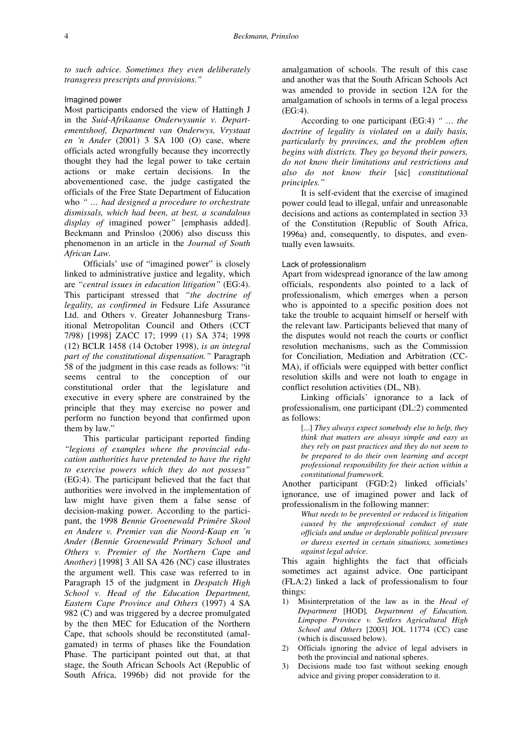*to such advice. Sometimes they even deliberately transgress prescripts and provisions."*

### Imagined power

Most participants endorsed the view of Hattingh J in the *Suid-Afrikaanse Onderwysunie v. Departementshoof, Department van Onderwys, Vrystaat en 'n Ander* (2001) 3 SA 100 (O) case, where officials acted wrongfully because they incorrectly thought they had the legal power to take certain actions or make certain decisions. In the abovementioned case, the judge castigated the officials of the Free State Department of Education who *" … had designed a procedure to orchestrate dismissals, which had been, at best, a scandalous display of* imagined power*"* [emphasis added]. Beckmann and Prinsloo (2006) also discuss this phenomenon in an article in the *Journal of South African Law.*

Officials' use of "imagined power" is closely linked to administrative justice and legality, which are *"central issues in education litigation"* (EG:4). This participant stressed that *"the doctrine of legality, as confirmed in* Fedsure Life Assurance Ltd. and Others v. Greater Johannesburg Transitional Metropolitan Council and Others (CCT 7/98) [1998] ZACC 17; 1999 (1) SA 374; 1998 (12) BCLR 1458 (14 October 1998), *is an integral part of the constitutional dispensation."* Paragraph 58 of the judgment in this case reads as follows: "it seems central to the conception of our constitutional order that the legislature and executive in every sphere are constrained by the principle that they may exercise no power and perform no function beyond that confirmed upon them by law."

This particular participant reported finding *"legions of examples where the provincial education authorities have pretended to have the right to exercise powers which they do not possess"* (EG:4). The participant believed that the fact that authorities were involved in the implementation of law might have given them a false sense of decision-making power. According to the participant, the 1998 *Bennie Groenewald Primêre Skool en Andere v. Premier van die Noord-Kaap en 'n Ander (Bennie Groenewald Primary School and Others v. Premier of the Northern Cap*e *and Another)* [1998] 3 All SA 426 (NC) case illustrates the argument well. This case was referred to in Paragraph 15 of the judgment in *Despatch High School v. Head of the Education Department, Eastern Cape Province and Others* (1997) 4 SA 982 (C) and was triggered by a decree promulgated by the then MEC for Education of the Northern Cape, that schools should be reconstituted (amalgamated) in terms of phases like the Foundation Phase. The participant pointed out that, at that stage, the South African Schools Act (Republic of South Africa, 1996b) did not provide for the amalgamation of schools. The result of this case and another was that the South African Schools Act was amended to provide in section 12A for the amalgamation of schools in terms of a legal process (EG:4).

According to one participant (EG:4) *" … the doctrine of legality is violated on a daily basis, particularly by provinces, and the problem often begins with districts. They go beyond their powers, do not know their limitations and restrictions and also do not know their* [sic] *constitutional principles."*

It is self-evident that the exercise of imagined power could lead to illegal, unfair and unreasonable decisions and actions as contemplated in section 33 of the Constitution (Republic of South Africa, 1996a) and, consequently, to disputes, and eventually even lawsuits.

### Lack of professionalism

Apart from widespread ignorance of the law among officials, respondents also pointed to a lack of professionalism, which emerges when a person who is appointed to a specific position does not take the trouble to acquaint himself or herself with the relevant law. Participants believed that many of the disputes would not reach the courts or conflict resolution mechanisms, such as the Commission for Conciliation, Mediation and Arbitration (CCMA), if officials were equipped with better conflict resolution skills and were not loath to engage in conflict resolution activities (DL, NB).

Linking officials' ignorance to a lack of professionalism, one participant (DL:2) commented as follows:

> [...] *They always expect somebody else to help, they think that matters are always simple and easy as they rely on past practices and they do not seem to be prepared to do their own learning and accept professional responsibility for their action within a constitutional framework.*

Another participant (FGD:2) linked officials' ignorance, use of imagined power and lack of professionalism in the following manner:

> *What needs to be prevented or reduced is litigation caused by the unprofessional conduct of state officials and undue or deplorable political pressure or duress exerted in certain situations, sometimes against legal advice*.

This again highlights the fact that officials sometimes act against advice. One participant (FLA:2) linked a lack of professionalism to four things:

1) Misinterpretation of the law as in the *Head of Department* [HOD]*, Department of Education, Limpopo Province v. Settlers Agricultural High School and Others* [2003] JOL 11774 (CC) case (which is discussed below).
2) Officials ignoring the advice of legal advisers in both the provincial and national spheres.
3) Decisions made too fast without seeking enough advice and giving proper consideration to it.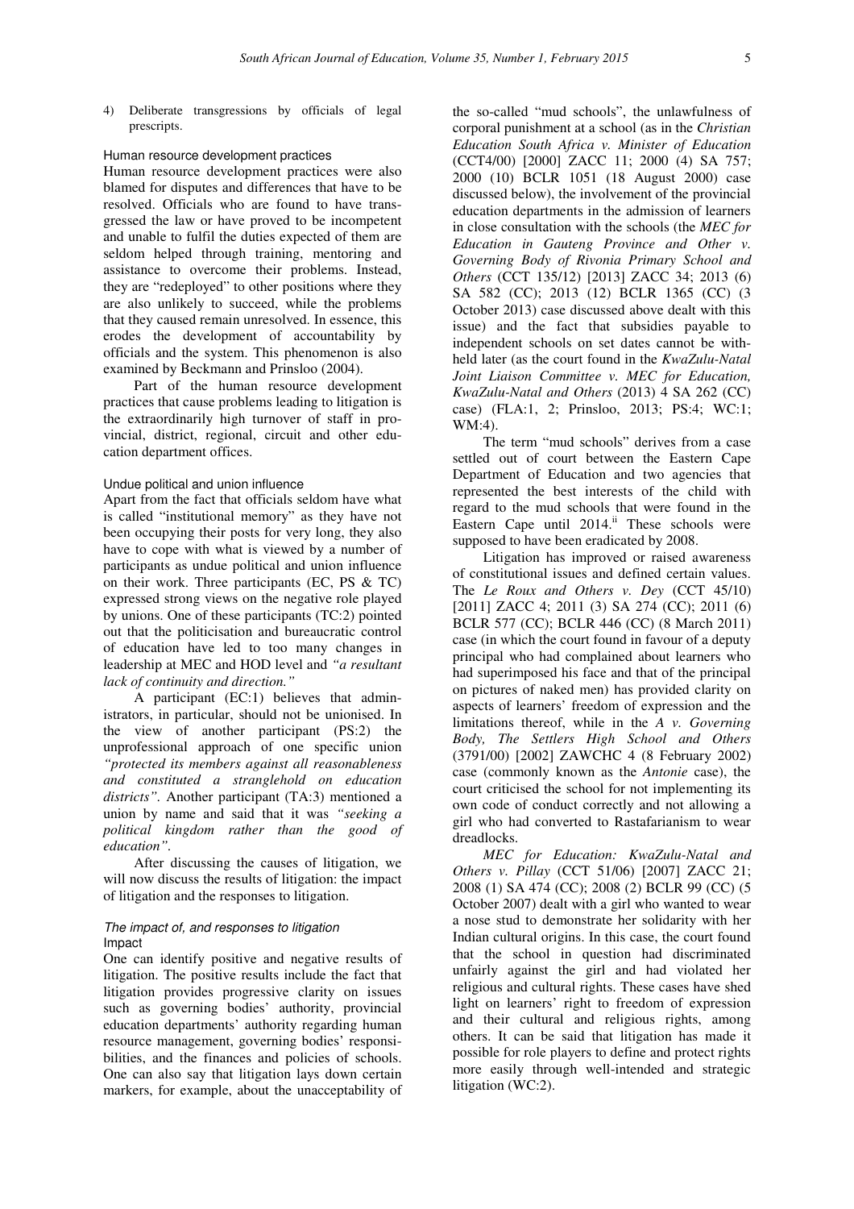4) Deliberate transgressions by officials of legal prescripts.

### Human resource development practices

Human resource development practices were also blamed for disputes and differences that have to be resolved. Officials who are found to have transgressed the law or have proved to be incompetent and unable to fulfil the duties expected of them are seldom helped through training, mentoring and assistance to overcome their problems. Instead, they are "redeployed" to other positions where they are also unlikely to succeed, while the problems that they caused remain unresolved. In essence, this erodes the development of accountability by officials and the system. This phenomenon is also examined by Beckmann and Prinsloo (2004).

Part of the human resource development practices that cause problems leading to litigation is the extraordinarily high turnover of staff in provincial, district, regional, circuit and other education department offices.

### Undue political and union influence

Apart from the fact that officials seldom have what is called "institutional memory" as they have not been occupying their posts for very long, they also have to cope with what is viewed by a number of participants as undue political and union influence on their work. Three participants (EC, PS & TC) expressed strong views on the negative role played by unions. One of these participants (TC:2) pointed out that the politicisation and bureaucratic control of education have led to too many changes in leadership at MEC and HOD level and *"a resultant lack of continuity and direction."*

A participant (EC:1) believes that administrators, in particular, should not be unionised. In the view of another participant (PS:2) the unprofessional approach of one specific union *"protected its members against all reasonableness and constituted a stranglehold on education districts"*. Another participant (TA:3) mentioned a union by name and said that it was *"seeking a political kingdom rather than the good of education"*.

After discussing the causes of litigation, we will now discuss the results of litigation: the impact of litigation and the responses to litigation.

## *The impact of, and responses to litigation*

### Impact

One can identify positive and negative results of litigation. The positive results include the fact that litigation provides progressive clarity on issues such as governing bodies' authority, provincial education departments' authority regarding human resource management, governing bodies' responsibilities, and the finances and policies of schools. One can also say that litigation lays down certain markers, for example, about the unacceptability of the so-called "mud schools", the unlawfulness of corporal punishment at a school (as in the *Christian Education South Africa v. Minister of Education* (CCT4/00) [2000] ZACC 11; 2000 (4) SA 757; 2000 (10) BCLR 1051 (18 August 2000) case discussed below), the involvement of the provincial education departments in the admission of learners in close consultation with the schools (the *MEC for Education in Gauteng Province and Other v. Governing Body of Rivonia Primary School and Others* (CCT 135/12) [2013] ZACC 34; 2013 (6) SA 582 (CC); 2013 (12) BCLR 1365 (CC) (3 October 2013) case discussed above dealt with this issue) and the fact that subsidies payable to independent schools on set dates cannot be withheld later (as the court found in the *KwaZulu-Natal Joint Liaison Committee v. MEC for Education, KwaZulu-Natal and Others* (2013) 4 SA 262 (CC) case) (FLA:1, 2; Prinsloo, 2013; PS:4; WC:1; WM:4).

The term "mud schools" derives from a case settled out of court between the Eastern Cape Department of Education and two agencies that represented the best interests of the child with regard to the mud schools that were found in the Eastern Cape until 2014.[ii] These schools were supposed to have been eradicated by 2008.

Litigation has improved or raised awareness of constitutional issues and defined certain values. The *Le Roux and Others v. Dey* (CCT 45/10) [2011] ZACC 4; 2011 (3) SA 274 (CC); 2011 (6) BCLR 577 (CC); BCLR 446 (CC) (8 March 2011) case (in which the court found in favour of a deputy principal who had complained about learners who had superimposed his face and that of the principal on pictures of naked men) has provided clarity on aspects of learners' freedom of expression and the limitations thereof, while in the *A v. Governing Body, The Settlers High School and Others* (3791/00) [2002] ZAWCHC 4 (8 February 2002) case (commonly known as the *Antonie* case), the court criticised the school for not implementing its own code of conduct correctly and not allowing a girl who had converted to Rastafarianism to wear dreadlocks.

*MEC for Education: KwaZulu-Natal and Others v. Pillay* (CCT 51/06) [2007] ZACC 21; 2008 (1) SA 474 (CC); 2008 (2) BCLR 99 (CC) (5 October 2007) dealt with a girl who wanted to wear a nose stud to demonstrate her solidarity with her Indian cultural origins. In this case, the court found that the school in question had discriminated unfairly against the girl and had violated her religious and cultural rights. These cases have shed light on learners' right to freedom of expression and their cultural and religious rights, among others. It can be said that litigation has made it possible for role players to define and protect rights more easily through well-intended and strategic litigation (WC:2).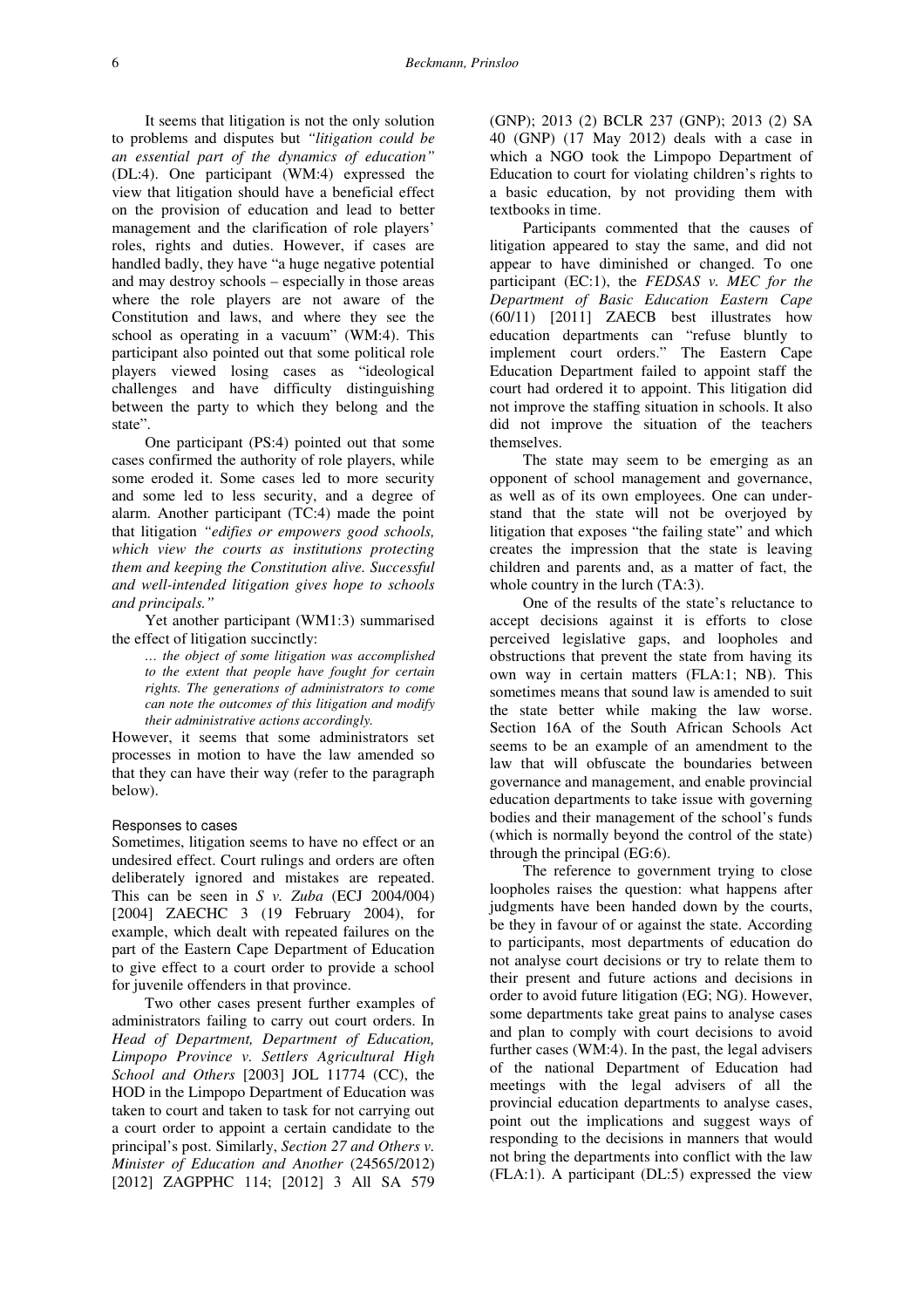It seems that litigation is not the only solution to problems and disputes but *"litigation could be an essential part of the dynamics of education"* (DL:4). One participant (WM:4) expressed the view that litigation should have a beneficial effect on the provision of education and lead to better management and the clarification of role players' roles, rights and duties. However, if cases are handled badly, they have "a huge negative potential and may destroy schools – especially in those areas where the role players are not aware of the Constitution and laws, and where they see the school as operating in a vacuum" (WM:4). This participant also pointed out that some political role players viewed losing cases as "ideological challenges and have difficulty distinguishing between the party to which they belong and the state".

One participant (PS:4) pointed out that some cases confirmed the authority of role players, while some eroded it. Some cases led to more security and some led to less security, and a degree of alarm. Another participant (TC:4) made the point that litigation *"edifies or empowers good schools, which view the courts as institutions protecting them and keeping the Constitution alive. Successful and well-intended litigation gives hope to schools and principals."*

Yet another participant (WM1:3) summarised the effect of litigation succinctly:

> *… the object of some litigation was accomplished to the extent that people have fought for certain rights. The generations of administrators to come can note the outcomes of this litigation and modify their administrative actions accordingly.*

However, it seems that some administrators set processes in motion to have the law amended so that they can have their way (refer to the paragraph below).

#### Responses to cases

Sometimes, litigation seems to have no effect or an undesired effect. Court rulings and orders are often deliberately ignored and mistakes are repeated. This can be seen in *S v. Zuba* (ECJ 2004/004) [2004] ZAECHC 3 (19 February 2004), for example, which dealt with repeated failures on the part of the Eastern Cape Department of Education to give effect to a court order to provide a school for juvenile offenders in that province.

Two other cases present further examples of administrators failing to carry out court orders. In *Head of Department, Department of Education, Limpopo Province v. Settlers Agricultural High School and Others* [2003] JOL 11774 (CC), the HOD in the Limpopo Department of Education was taken to court and taken to task for not carrying out a court order to appoint a certain candidate to the principal's post. Similarly, *Section 27 and Others v. Minister of Education and Another* (24565/2012) [2012] ZAGPPHC 114; [2012] 3 All SA 579 (GNP); 2013 (2) BCLR 237 (GNP); 2013 (2) SA 40 (GNP) (17 May 2012) deals with a case in which a NGO took the Limpopo Department of Education to court for violating children's rights to a basic education, by not providing them with textbooks in time.

Participants commented that the causes of litigation appeared to stay the same, and did not appear to have diminished or changed. To one participant (EC:1), the *FEDSAS v. MEC for the Department of Basic Education Eastern Cape* (60/11) [2011] ZAECB best illustrates how education departments can "refuse bluntly to implement court orders." The Eastern Cape Education Department failed to appoint staff the court had ordered it to appoint. This litigation did not improve the staffing situation in schools. It also did not improve the situation of the teachers themselves.

The state may seem to be emerging as an opponent of school management and governance, as well as of its own employees. One can understand that the state will not be overjoyed by litigation that exposes "the failing state" and which creates the impression that the state is leaving children and parents and, as a matter of fact, the whole country in the lurch (TA:3).

One of the results of the state's reluctance to accept decisions against it is efforts to close perceived legislative gaps, and loopholes and obstructions that prevent the state from having its own way in certain matters (FLA:1; NB). This sometimes means that sound law is amended to suit the state better while making the law worse. Section 16A of the South African Schools Act seems to be an example of an amendment to the law that will obfuscate the boundaries between governance and management, and enable provincial education departments to take issue with governing bodies and their management of the school's funds (which is normally beyond the control of the state) through the principal (EG:6).

The reference to government trying to close loopholes raises the question: what happens after judgments have been handed down by the courts, be they in favour of or against the state. According to participants, most departments of education do not analyse court decisions or try to relate them to their present and future actions and decisions in order to avoid future litigation (EG; NG). However, some departments take great pains to analyse cases and plan to comply with court decisions to avoid further cases (WM:4). In the past, the legal advisers of the national Department of Education had meetings with the legal advisers of all the provincial education departments to analyse cases, point out the implications and suggest ways of responding to the decisions in manners that would not bring the departments into conflict with the law (FLA:1). A participant (DL:5) expressed the view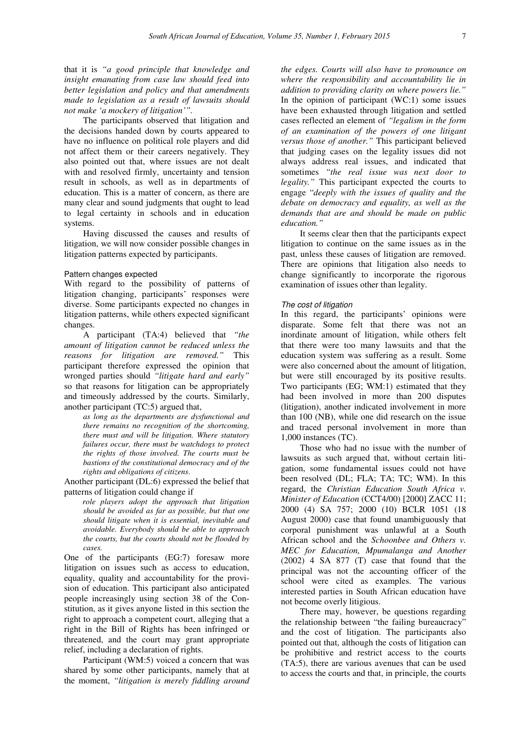that it is *"a good principle that knowledge and insight emanating from case law should feed into better legislation and policy and that amendments made to legislation as a result of lawsuits should not make 'a mockery of litigation'"*.

The participants observed that litigation and the decisions handed down by courts appeared to have no influence on political role players and did not affect them or their careers negatively. They also pointed out that, where issues are not dealt with and resolved firmly, uncertainty and tension result in schools, as well as in departments of education. This is a matter of concern, as there are many clear and sound judgments that ought to lead to legal certainty in schools and in education systems.

Having discussed the causes and results of litigation, we will now consider possible changes in litigation patterns expected by participants.

### Pattern changes expected

With regard to the possibility of patterns of litigation changing, participants' responses were diverse. Some participants expected no changes in litigation patterns, while others expected significant changes.

A participant (TA:4) believed that *"the amount of litigation cannot be reduced unless the reasons for litigation are removed."* This participant therefore expressed the opinion that wronged parties should *"litigate hard and early"* so that reasons for litigation can be appropriately and timeously addressed by the courts. Similarly, another participant (TC:5) argued that,

> *as long as the departments are dysfunctional and there remains no recognition of the shortcoming, there must and will be litigation. Where statutory failures occur, there must be watchdogs to protect the rights of those involved. The courts must be bastions of the constitutional democracy and of the rights and obligations of citizens.*

Another participant (DL:6) expressed the belief that patterns of litigation could change if

> *role players adopt the approach that litigation should be avoided as far as possible, but that one should litigate when it is essential, inevitable and avoidable. Everybody should be able to approach the courts, but the courts should not be flooded by cases.*

One of the participants (EG:7) foresaw more litigation on issues such as access to education, equality, quality and accountability for the provision of education. This participant also anticipated people increasingly using section 38 of the Constitution, as it gives anyone listed in this section the right to approach a competent court, alleging that a right in the Bill of Rights has been infringed or threatened, and the court may grant appropriate relief, including a declaration of rights.

Participant (WM:5) voiced a concern that was shared by some other participants, namely that at the moment, *"litigation is merely fiddling around the edges. Courts will also have to pronounce on where the responsibility and accountability lie in addition to providing clarity on where powers lie."* In the opinion of participant (WC:1) some issues have been exhausted through litigation and settled cases reflected an element of *"legalism in the form of an examination of the powers of one litigant versus those of another."* This participant believed that judging cases on the legality issues did not always address real issues, and indicated that sometimes *"the real issue was next door to legality."* This participant expected the courts to engage "*deeply with the issues of quality and the debate on democracy and equality, as well as the demands that are and should be made on public education."*

It seems clear then that the participants expect litigation to continue on the same issues as in the past, unless these causes of litigation are removed. There are opinions that litigation also needs to change significantly to incorporate the rigorous examination of issues other than legality.

#### *The cost of litigation*

In this regard, the participants' opinions were disparate. Some felt that there was not an inordinate amount of litigation, while others felt that there were too many lawsuits and that the education system was suffering as a result. Some were also concerned about the amount of litigation, but were still encouraged by its positive results. Two participants (EG; WM:1) estimated that they had been involved in more than 200 disputes (litigation), another indicated involvement in more than 100 (NB), while one did research on the issue and traced personal involvement in more than 1,000 instances (TC).

Those who had no issue with the number of lawsuits as such argued that, without certain litigation, some fundamental issues could not have been resolved (DL; FLA; TA; TC; WM). In this regard, the *Christian Education South Africa v. Minister of Education* (CCT4/00) [2000] ZACC 11; 2000 (4) SA 757; 2000 (10) BCLR 1051 (18 August 2000) case that found unambiguously that corporal punishment was unlawful at a South African school and the *Schoonbee and Others v. MEC for Education, Mpumalanga and Another* (2002) 4 SA 877 (T) case that found that the principal was not the accounting officer of the school were cited as examples. The various interested parties in South African education have not become overly litigious.

There may, however, be questions regarding the relationship between "the failing bureaucracy" and the cost of litigation. The participants also pointed out that, although the costs of litigation can be prohibitive and restrict access to the courts (TA:5), there are various avenues that can be used to access the courts and that, in principle, the courts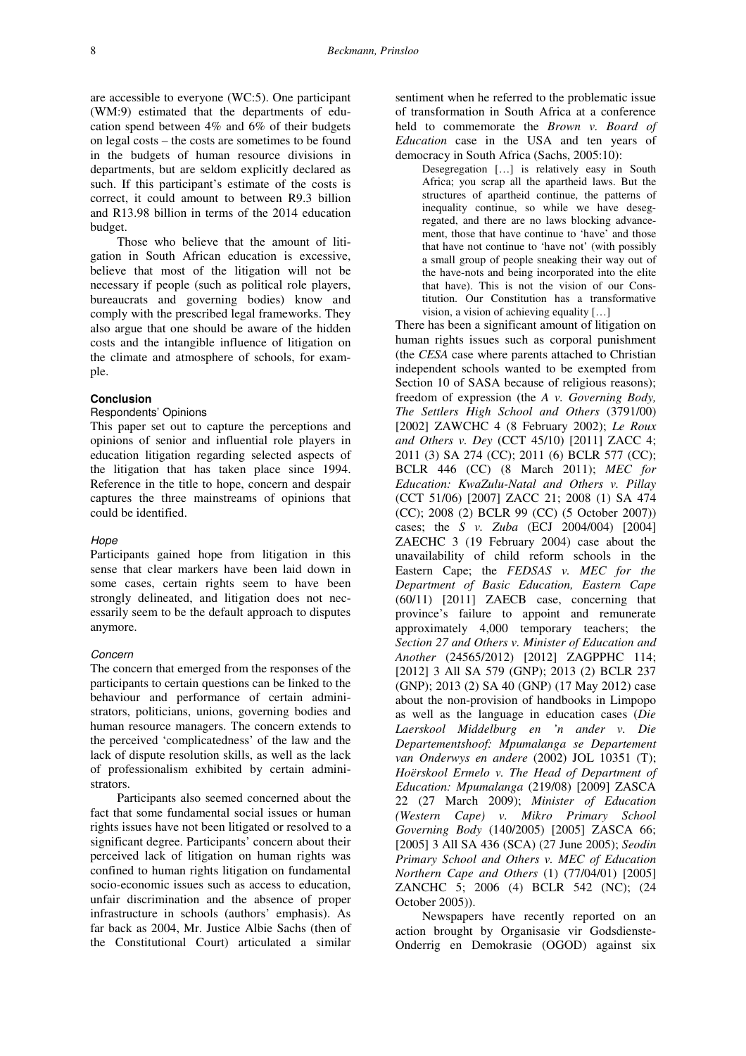are accessible to everyone (WC:5). One participant (WM:9) estimated that the departments of education spend between 4% and 6% of their budgets on legal costs – the costs are sometimes to be found in the budgets of human resource divisions in departments, but are seldom explicitly declared as such. If this participant's estimate of the costs is correct, it could amount to between R9.3 billion and R13.98 billion in terms of the 2014 education budget.

Those who believe that the amount of litigation in South African education is excessive, believe that most of the litigation will not be necessary if people (such as political role players, bureaucrats and governing bodies) know and comply with the prescribed legal frameworks. They also argue that one should be aware of the hidden costs and the intangible influence of litigation on the climate and atmosphere of schools, for example.

## Conclusion

### Respondents' Opinions

This paper set out to capture the perceptions and opinions of senior and influential role players in education litigation regarding selected aspects of the litigation that has taken place since 1994. Reference in the title to hope, concern and despair captures the three mainstreams of opinions that could be identified.

#### *Hope*

Participants gained hope from litigation in this sense that clear markers have been laid down in some cases, certain rights seem to have been strongly delineated, and litigation does not necessarily seem to be the default approach to disputes anymore.

#### *Concern*

The concern that emerged from the responses of the participants to certain questions can be linked to the behaviour and performance of certain administrators, politicians, unions, governing bodies and human resource managers. The concern extends to the perceived 'complicatedness' of the law and the lack of dispute resolution skills, as well as the lack of professionalism exhibited by certain administrators.

Participants also seemed concerned about the fact that some fundamental social issues or human rights issues have not been litigated or resolved to a significant degree. Participants' concern about their perceived lack of litigation on human rights was confined to human rights litigation on fundamental socio-economic issues such as access to education, unfair discrimination and the absence of proper infrastructure in schools (authors' emphasis). As far back as 2004, Mr. Justice Albie Sachs (then of the Constitutional Court) articulated a similar sentiment when he referred to the problematic issue of transformation in South Africa at a conference held to commemorate the *Brown v. Board of Education* case in the USA and ten years of democracy in South Africa (Sachs, 2005:10):

> Desegregation […] is relatively easy in South Africa; you scrap all the apartheid laws. But the structures of apartheid continue, the patterns of inequality continue, so while we have desegregated, and there are no laws blocking advancement, those that have continue to 'have' and those that have not continue to 'have not' (with possibly a small group of people sneaking their way out of the have-nots and being incorporated into the elite that have). This is not the vision of our Constitution. Our Constitution has a transformative vision, a vision of achieving equality […]

There has been a significant amount of litigation on human rights issues such as corporal punishment (the *CESA* case where parents attached to Christian independent schools wanted to be exempted from Section 10 of SASA because of religious reasons); freedom of expression (the *A v. Governing Body, The Settlers High School and Others* (3791/00) [2002] ZAWCHC 4 (8 February 2002); *Le Roux and Others v. Dey* (CCT 45/10) [2011] ZACC 4; 2011 (3) SA 274 (CC); 2011 (6) BCLR 577 (CC); BCLR 446 (CC) (8 March 2011); *MEC for Education: KwaZulu-Natal and Others v. Pillay* (CCT 51/06) [2007] ZACC 21; 2008 (1) SA 474 (CC); 2008 (2) BCLR 99 (CC) (5 October 2007)) cases; the *S v. Zuba* (ECJ 2004/004) [2004] ZAECHC 3 (19 February 2004) case about the unavailability of child reform schools in the Eastern Cape; the *FEDSAS v. MEC for the Department of Basic Education, Eastern Cape* (60/11) [2011] ZAECB case, concerning that province's failure to appoint and remunerate approximately 4,000 temporary teachers; the *Section 27 and Others v. Minister of Education and Another* (24565/2012) [2012] ZAGPPHC 114; [2012] 3 All SA 579 (GNP); 2013 (2) BCLR 237 (GNP); 2013 (2) SA 40 (GNP) (17 May 2012) case about the non-provision of handbooks in Limpopo as well as the language in education cases (*Die Laerskool Middelburg en 'n ander v. Die Departementshoof: Mpumalanga se Departement van Onderwys en andere* (2002) JOL 10351 (T); *Hoërskool Ermelo v. The Head of Department of Education: Mpumalanga* (219/08) [2009] ZASCA 22 (27 March 2009); *Minister of Education (Western Cape) v. Mikro Primary School Governing Body* (140/2005) [2005] ZASCA 66; [2005] 3 All SA 436 (SCA) (27 June 2005); *Seodin Primary School and Others v. MEC of Education Northern Cape and Others* (1) (77/04/01) [2005] ZANCHC 5; 2006 (4) BCLR 542 (NC); (24 October 2005)).

Newspapers have recently reported on an action brought by Organisasie vir Godsdienste-Onderrig en Demokrasie (OGOD) against six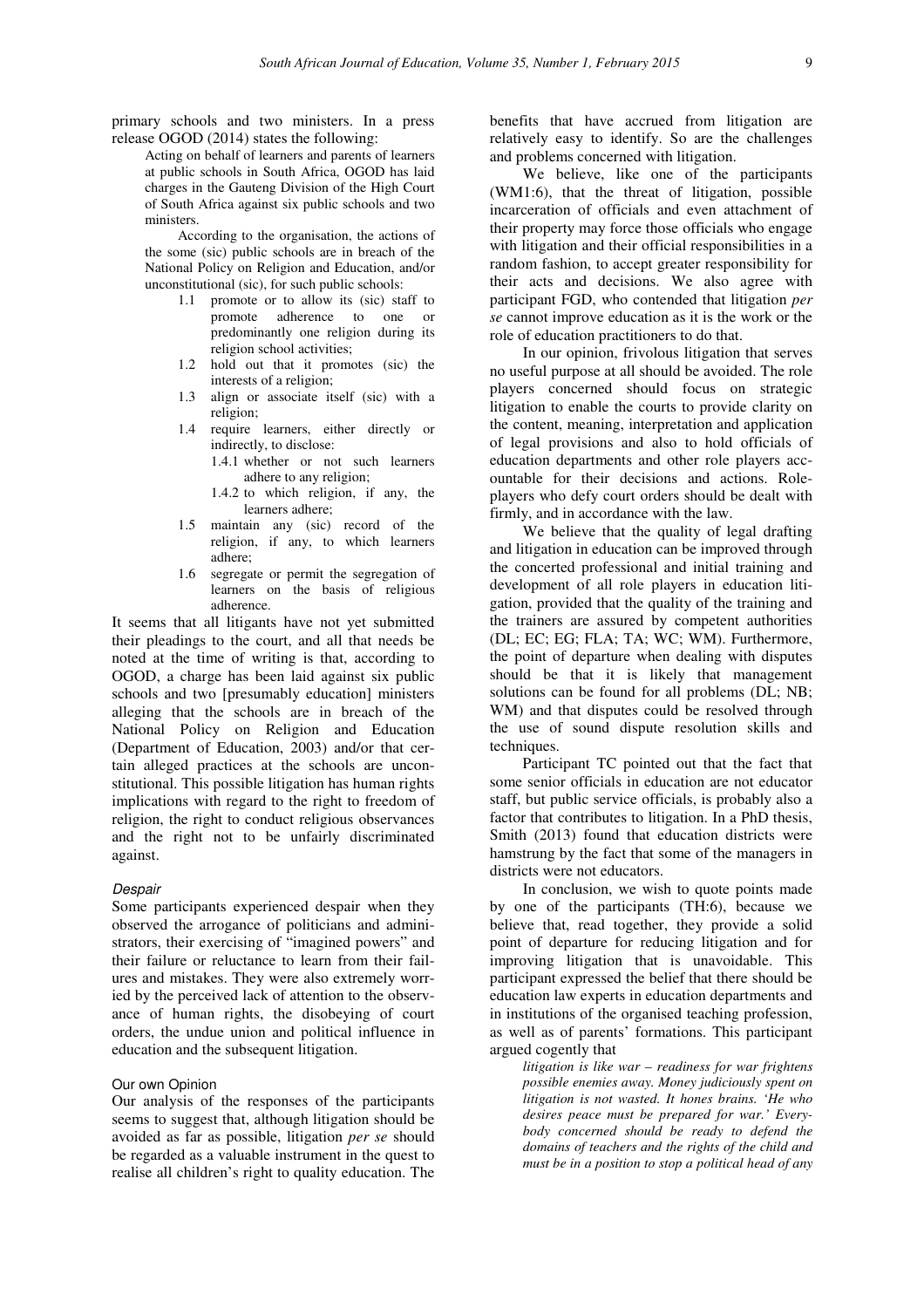primary schools and two ministers. In a press release OGOD (2014) states the following:

> Acting on behalf of learners and parents of learners at public schools in South Africa, OGOD has laid charges in the Gauteng Division of the High Court of South Africa against six public schools and two ministers.
>
> According to the organisation, the actions of the some (sic) public schools are in breach of the National Policy on Religion and Education, and/or unconstitutional (sic), for such public schools:
>
> 1.1 promote or to allow its (sic) staff to promote adherence to one or predominantly one religion during its religion school activities;
> 1.2 hold out that it promotes (sic) the interests of a religion;
> 1.3 align or associate itself (sic) with a religion;
> 1.4 require learners, either directly or indirectly, to disclose:
>   1.4.1 whether or not such learners adhere to any religion;
>   1.4.2 to which religion, if any, the learners adhere;
> 1.5 maintain any (sic) record of the religion, if any, to which learners adhere;
> 1.6 segregate or permit the segregation of learners on the basis of religious adherence.

It seems that all litigants have not yet submitted their pleadings to the court, and all that needs be noted at the time of writing is that, according to OGOD, a charge has been laid against six public schools and two [presumably education] ministers alleging that the schools are in breach of the National Policy on Religion and Education (Department of Education, 2003) and/or that certain alleged practices at the schools are unconstitutional. This possible litigation has human rights implications with regard to the right to freedom of religion, the right to conduct religious observances and the right not to be unfairly discriminated against.

#### *Despair*

Some participants experienced despair when they observed the arrogance of politicians and administrators, their exercising of "imagined powers" and their failure or reluctance to learn from their failures and mistakes. They were also extremely worried by the perceived lack of attention to the observance of human rights, the disobeying of court orders, the undue union and political influence in education and the subsequent litigation.

### Our own Opinion

Our analysis of the responses of the participants seems to suggest that, although litigation should be avoided as far as possible, litigation *per se* should be regarded as a valuable instrument in the quest to realise all children's right to quality education. The benefits that have accrued from litigation are relatively easy to identify. So are the challenges and problems concerned with litigation.

We believe, like one of the participants (WM1:6), that the threat of litigation, possible incarceration of officials and even attachment of their property may force those officials who engage with litigation and their official responsibilities in a random fashion, to accept greater responsibility for their acts and decisions. We also agree with participant FGD, who contended that litigation *per se* cannot improve education as it is the work or the role of education practitioners to do that.

In our opinion, frivolous litigation that serves no useful purpose at all should be avoided. The role players concerned should focus on strategic litigation to enable the courts to provide clarity on the content, meaning, interpretation and application of legal provisions and also to hold officials of education departments and other role players accountable for their decisions and actions. Role-players who defy court orders should be dealt with firmly, and in accordance with the law.

We believe that the quality of legal drafting and litigation in education can be improved through the concerted professional and initial training and development of all role players in education litigation, provided that the quality of the training and the trainers are assured by competent authorities (DL; EC; EG; FLA; TA; WC; WM). Furthermore, the point of departure when dealing with disputes should be that it is likely that management solutions can be found for all problems (DL; NB; WM) and that disputes could be resolved through the use of sound dispute resolution skills and techniques.

Participant TC pointed out that the fact that some senior officials in education are not educator staff, but public service officials, is probably also a factor that contributes to litigation. In a PhD thesis, Smith (2013) found that education districts were hamstrung by the fact that some of the managers in districts were not educators.

In conclusion, we wish to quote points made by one of the participants (TH:6), because we believe that, read together, they provide a solid point of departure for reducing litigation and for improving litigation that is unavoidable. This participant expressed the belief that there should be education law experts in education departments and in institutions of the organised teaching profession, as well as of parents' formations. This participant argued cogently that

> *litigation is like war – readiness for war frightens possible enemies away. Money judiciously spent on litigation is not wasted. It hones brains. 'He who desires peace must be prepared for war.' Everybody concerned should be ready to defend the domains of teachers and the rights of the child and must be in a position to stop a political head of any*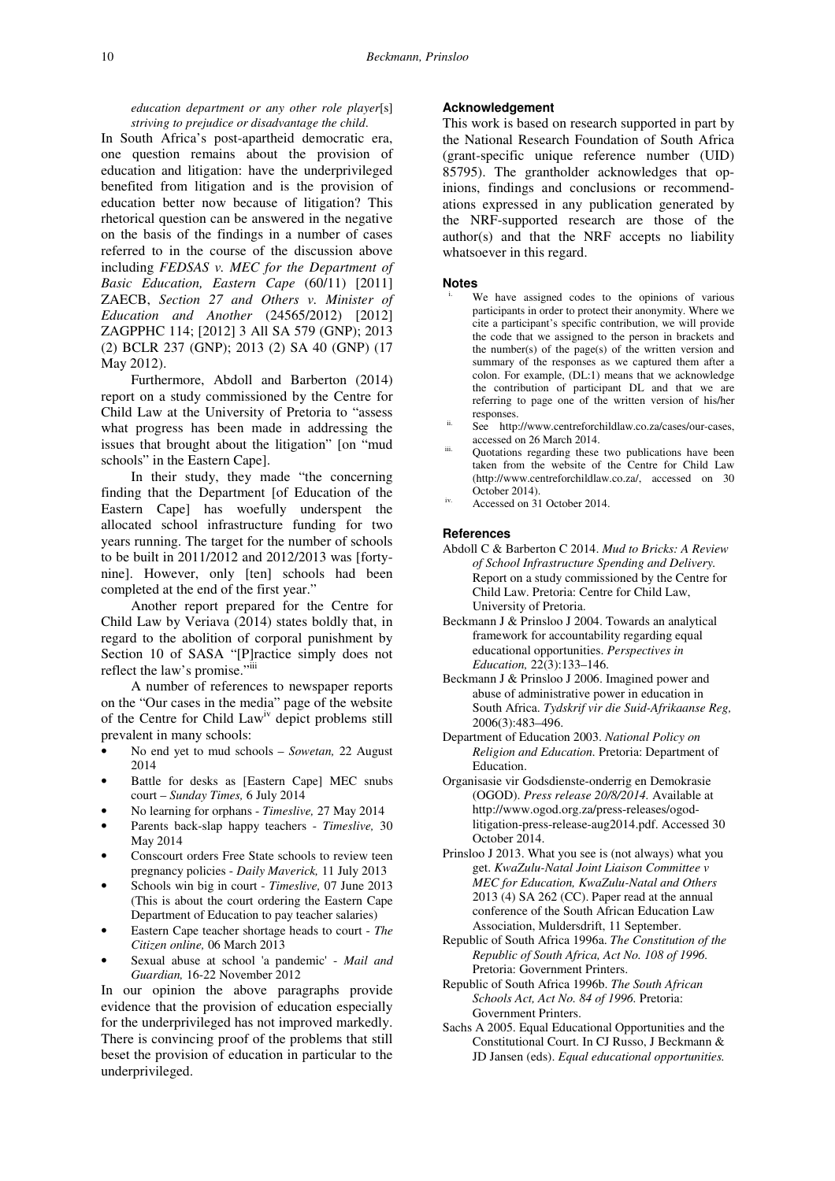*education department or any other role player*[s] *striving to prejudice or disadvantage the child.*

In South Africa's post-apartheid democratic era, one question remains about the provision of education and litigation: have the underprivileged benefited from litigation and is the provision of education better now because of litigation? This rhetorical question can be answered in the negative on the basis of the findings in a number of cases referred to in the course of the discussion above including *FEDSAS v. MEC for the Department of Basic Education, Eastern Cape* (60/11) [2011] ZAECB, *Section 27 and Others v. Minister of Education and Another* (24565/2012) [2012] ZAGPPHC 114; [2012] 3 All SA 579 (GNP); 2013 (2) BCLR 237 (GNP); 2013 (2) SA 40 (GNP) (17 May 2012).

Furthermore, Abdoll and Barberton (2014) report on a study commissioned by the Centre for Child Law at the University of Pretoria to "assess what progress has been made in addressing the issues that brought about the litigation" [on "mud schools" in the Eastern Cape].

In their study, they made "the concerning finding that the Department [of Education of the Eastern Cape] has woefully underspent the allocated school infrastructure funding for two years running. The target for the number of schools to be built in 2011/2012 and 2012/2013 was [forty-nine]. However, only [ten] schools had been completed at the end of the first year."

Another report prepared for the Centre for Child Law by Veriava (2014) states boldly that, in regard to the abolition of corporal punishment by Section 10 of SASA "[P]ractice simply does not reflect the law's promise."[iii]

A number of references to newspaper reports on the "Our cases in the media" page of the website of the Centre for Child Law[iv] depict problems still prevalent in many schools:

- No end yet to mud schools – *Sowetan,* 22 August 2014
- Battle for desks as [Eastern Cape] MEC snubs court – *Sunday Times,* 6 July 2014
- No learning for orphans - *Timeslive,* 27 May 2014
- Parents back-slap happy teachers - *Timeslive,* 30 May 2014
- Conscourt orders Free State schools to review teen pregnancy policies - *Daily Maverick,* 11 July 2013
- Schools win big in court - *Timeslive,* 07 June 2013 (This is about the court ordering the Eastern Cape Department of Education to pay teacher salaries)
- Eastern Cape teacher shortage heads to court - *The Citizen online,* 06 March 2013
- Sexual abuse at school 'a pandemic' - *Mail and Guardian,* 16-22 November 2012

In our opinion the above paragraphs provide evidence that the provision of education especially for the underprivileged has not improved markedly. There is convincing proof of the problems that still beset the provision of education in particular to the underprivileged.

## Acknowledgement

This work is based on research supported in part by the National Research Foundation of South Africa (grant-specific unique reference number (UID) 85795). The grantholder acknowledges that opinions, findings and conclusions or recommendations expressed in any publication generated by the NRF-supported research are those of the author(s) and that the NRF accepts no liability whatsoever in this regard.

## Notes

i. We have assigned codes to the opinions of various participants in order to protect their anonymity. Where we cite a participant's specific contribution, we will provide the code that we assigned to the person in brackets and the number(s) of the page(s) of the written version and summary of the responses as we captured them after a colon. For example, (DL:1) means that we acknowledge the contribution of participant DL and that we are referring to page one of the written version of his/her responses.

ii. See http://www.centreforchildlaw.co.za/cases/our-cases, accessed on 26 March 2014.

iii. Quotations regarding these two publications have been taken from the website of the Centre for Child Law (http://www.centreforchildlaw.co.za/, accessed on 30 October 2014).

iv. Accessed on 31 October 2014.

## References

Abdoll C & Barberton C 2014. *Mud to Bricks: A Review of School Infrastructure Spending and Delivery.* Report on a study commissioned by the Centre for Child Law. Pretoria: Centre for Child Law, University of Pretoria.

Beckmann J & Prinsloo J 2004. Towards an analytical framework for accountability regarding equal educational opportunities. *Perspectives in Education,* 22(3):133–146.

Beckmann J & Prinsloo J 2006. Imagined power and abuse of administrative power in education in South Africa. *Tydskrif vir die Suid-Afrikaanse Reg,* 2006(3):483–496.

Department of Education 2003. *National Policy on Religion and Education.* Pretoria: Department of Education.

Organisasie vir Godsdienste-onderrig en Demokrasie (OGOD). *Press release 20/8/2014.* Available at http://www.ogod.org.za/press-releases/ogod-litigation-press-release-aug2014.pdf. Accessed 30 October 2014.

Prinsloo J 2013. What you see is (not always) what you get. *KwaZulu-Natal Joint Liaison Committee v MEC for Education, KwaZulu-Natal and Others* 2013 (4) SA 262 (CC). Paper read at the annual conference of the South African Education Law Association, Muldersdrift, 11 September.

Republic of South Africa 1996a. *The Constitution of the Republic of South Africa, Act No. 108 of 1996.* Pretoria: Government Printers.

Republic of South Africa 1996b. *The South African Schools Act, Act No. 84 of 1996.* Pretoria: Government Printers.

Sachs A 2005. Equal Educational Opportunities and the Constitutional Court. In CJ Russo, J Beckmann & JD Jansen (eds). *Equal educational opportunities.*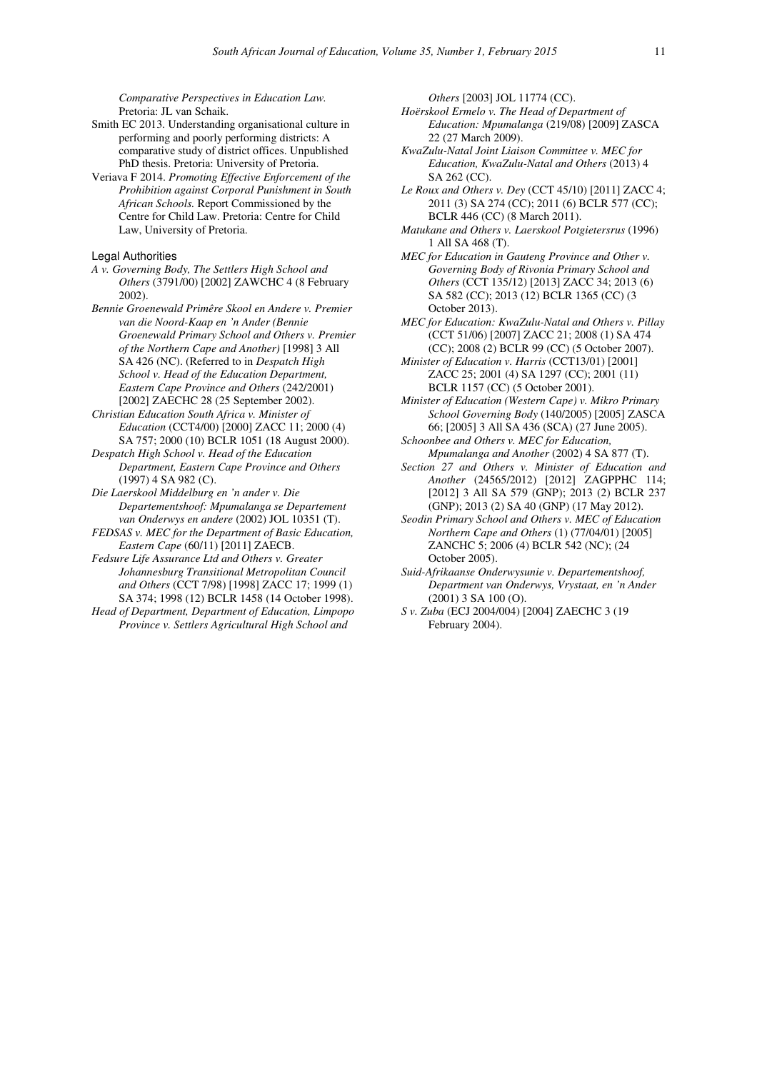*Comparative Perspectives in Education Law.* Pretoria: JL van Schaik.

Smith EC 2013. Understanding organisational culture in performing and poorly performing districts: A comparative study of district offices. Unpublished PhD thesis. Pretoria: University of Pretoria.

Veriava F 2014. *Promoting Effective Enforcement of the Prohibition against Corporal Punishment in South African Schools.* Report Commissioned by the Centre for Child Law. Pretoria: Centre for Child Law, University of Pretoria.

## Legal Authorities

*A v. Governing Body, The Settlers High School and Others* (3791/00) [2002] ZAWCHC 4 (8 February 2002).

*Bennie Groenewald Primêre Skool en Andere v. Premier van die Noord-Kaap en 'n Ander (Bennie Groenewald Primary School and Others v. Premier of the Northern Cape and Another)* [1998] 3 All SA 426 (NC). (Referred to in *Despatch High School v. Head of the Education Department, Eastern Cape Province and Others* (242/2001) [2002] ZAECHC 28 (25 September 2002).

*Christian Education South Africa v. Minister of Education* (CCT4/00) [2000] ZACC 11; 2000 (4) SA 757; 2000 (10) BCLR 1051 (18 August 2000).

*Despatch High School v. Head of the Education Department, Eastern Cape Province and Others* (1997) 4 SA 982 (C).

*Die Laerskool Middelburg en 'n ander v. Die Departementshoof: Mpumalanga se Departement van Onderwys en andere* (2002) JOL 10351 (T).

*FEDSAS v. MEC for the Department of Basic Education, Eastern Cape* (60/11) [2011] ZAECB.

*Fedsure Life Assurance Ltd and Others v. Greater Johannesburg Transitional Metropolitan Council and Others* (CCT 7/98) [1998] ZACC 17; 1999 (1) SA 374; 1998 (12) BCLR 1458 (14 October 1998).

*Head of Department, Department of Education, Limpopo Province v. Settlers Agricultural High School and Others* [2003] JOL 11774 (CC).

*Hoërskool Ermelo v. The Head of Department of Education: Mpumalanga* (219/08) [2009] ZASCA 22 (27 March 2009).

*KwaZulu-Natal Joint Liaison Committee v. MEC for Education, KwaZulu-Natal and Others* (2013) 4 SA 262 (CC).

*Le Roux and Others v. Dey* (CCT 45/10) [2011] ZACC 4; 2011 (3) SA 274 (CC); 2011 (6) BCLR 577 (CC); BCLR 446 (CC) (8 March 2011).

*Matukane and Others v. Laerskool Potgietersrus* (1996) 1 All SA 468 (T).

*MEC for Education in Gauteng Province and Other v. Governing Body of Rivonia Primary School and Others* (CCT 135/12) [2013] ZACC 34; 2013 (6) SA 582 (CC); 2013 (12) BCLR 1365 (CC) (3 October 2013).

*MEC for Education: KwaZulu-Natal and Others v. Pillay* (CCT 51/06) [2007] ZACC 21; 2008 (1) SA 474 (CC); 2008 (2) BCLR 99 (CC) (5 October 2007).

*Minister of Education v. Harris* (CCT13/01) [2001] ZACC 25; 2001 (4) SA 1297 (CC); 2001 (11) BCLR 1157 (CC) (5 October 2001).

*Minister of Education (Western Cape) v. Mikro Primary School Governing Body* (140/2005) [2005] ZASCA 66; [2005] 3 All SA 436 (SCA) (27 June 2005).

*Schoonbee and Others v. MEC for Education, Mpumalanga and Another* (2002) 4 SA 877 (T).

*Section 27 and Others v. Minister of Education and Another* (24565/2012) [2012] ZAGPPHC 114; [2012] 3 All SA 579 (GNP); 2013 (2) BCLR 237 (GNP); 2013 (2) SA 40 (GNP) (17 May 2012).

*Seodin Primary School and Others v. MEC of Education Northern Cape and Others* (1) (77/04/01) [2005] ZANCHC 5; 2006 (4) BCLR 542 (NC); (24 October 2005).

*Suid-Afrikaanse Onderwysunie v. Departementshoof, Department van Onderwys, Vrystaat, en 'n Ander* (2001) 3 SA 100 (O).

*S v. Zuba* (ECJ 2004/004) [2004] ZAECHC 3 (19 February 2004).